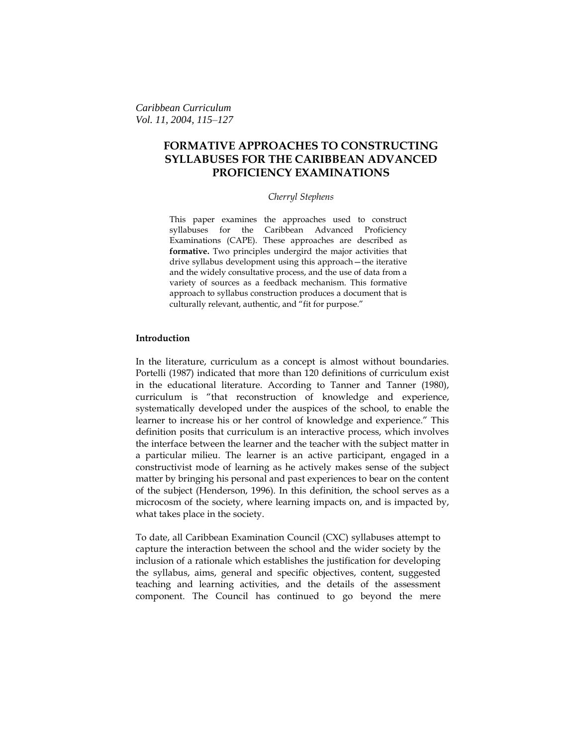# FORMATIVE APPROACHES TO CONSTRUCTING SYLLABUSES FOR THE CARIBBEAN ADVANCED PROFICIENCY EXAMINATIONS

*Cherryl Stephens*

This paper examines the approaches used to construct syllabuses for the Caribbean Advanced Proficiency Examinations (CAPE). These approaches are described as **formative.** Two principles undergird the major activities that drive syllabus development using this approach—the iterative and the widely consultative process, and the use of data from a variety of sources as a feedback mechanism. This formative approach to syllabus construction produces a document that is culturally relevant, authentic, and "fit for purpose."

## Introduction

In the literature, curriculum as a concept is almost without boundaries. Portelli (1987) indicated that more than 120 definitions of curriculum exist in the educational literature. According to Tanner and Tanner (1980), curriculum is "that reconstruction of knowledge and experience, systematically developed under the auspices of the school, to enable the learner to increase his or her control of knowledge and experience." This definition posits that curriculum is an interactive process, which involves the interface between the learner and the teacher with the subject matter in a particular milieu. The learner is an active participant, engaged in a constructivist mode of learning as he actively makes sense of the subject matter by bringing his personal and past experiences to bear on the content of the subject (Henderson, 1996). In this definition, the school serves as a microcosm of the society, where learning impacts on, and is impacted by, what takes place in the society.

To date, all Caribbean Examination Council (CXC) syllabuses attempt to capture the interaction between the school and the wider society by the inclusion of a rationale which establishes the justification for developing the syllabus, aims, general and specific objectives, content, suggested teaching and learning activities, and the details of the assessment component. The Council has continued to go beyond the mere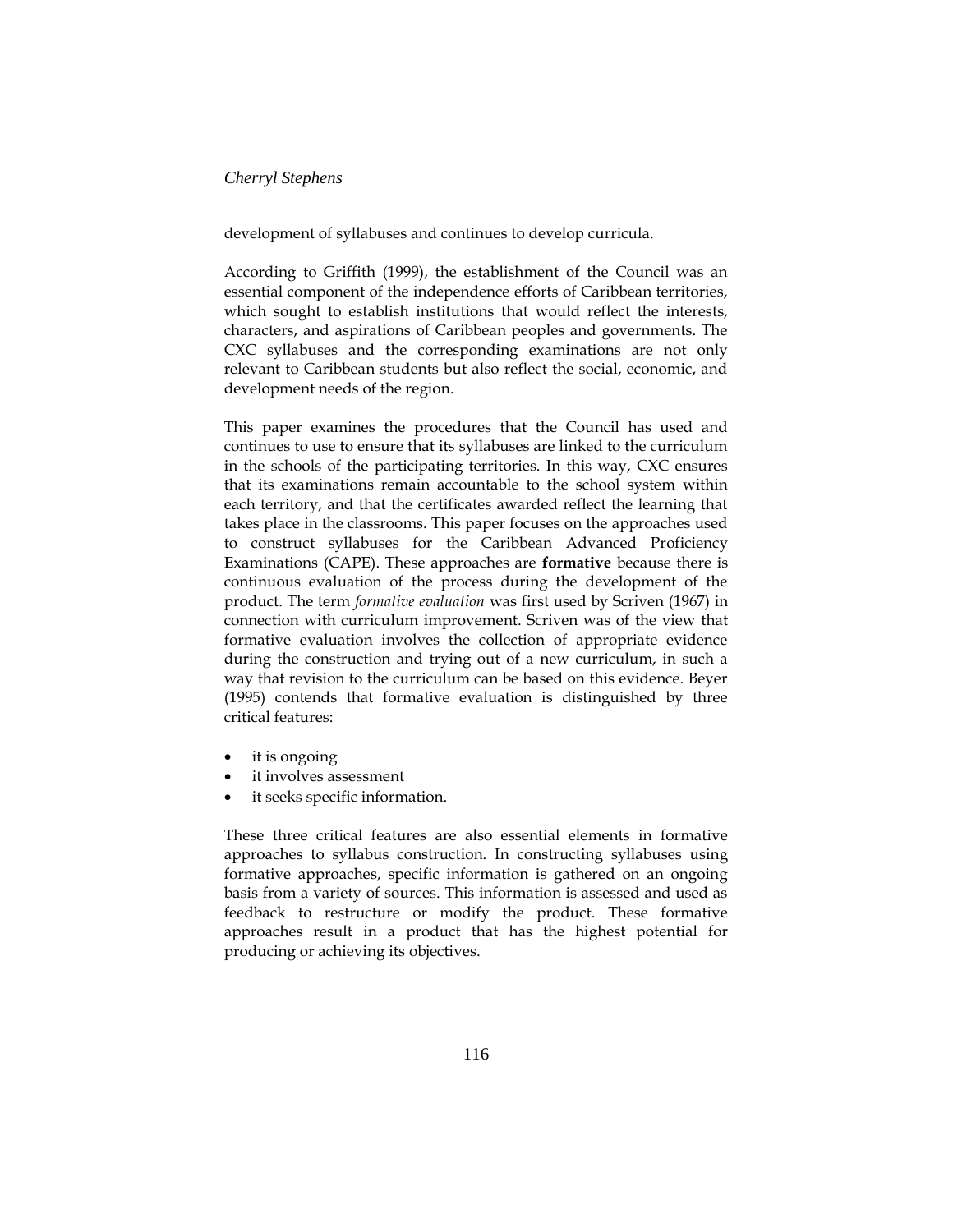development of syllabuses and continues to develop curricula.

According to Griffith (1999), the establishment of the Council was an essential component of the independence efforts of Caribbean territories, which sought to establish institutions that would reflect the interests, characters, and aspirations of Caribbean peoples and governments. The CXC syllabuses and the corresponding examinations are not only relevant to Caribbean students but also reflect the social, economic, and development needs of the region.

This paper examines the procedures that the Council has used and continues to use to ensure that its syllabuses are linked to the curriculum in the schools of the participating territories. In this way, CXC ensures that its examinations remain accountable to the school system within each territory, and that the certificates awarded reflect the learning that takes place in the classrooms. This paper focuses on the approaches used to construct syllabuses for the Caribbean Advanced Proficiency Examinations (CAPE). These approaches are **formative** because there is continuous evaluation of the process during the development of the product. The term *formative evaluation* was first used by Scriven (1967) in connection with curriculum improvement. Scriven was of the view that formative evaluation involves the collection of appropriate evidence during the construction and trying out of a new curriculum, in such a way that revision to the curriculum can be based on this evidence. Beyer (1995) contends that formative evaluation is distinguished by three critical features:

- it is ongoing
- it involves assessment
- it seeks specific information.

These three critical features are also essential elements in formative approaches to syllabus construction. In constructing syllabuses using formative approaches, specific information is gathered on an ongoing basis from a variety of sources. This information is assessed and used as feedback to restructure or modify the product. These formative approaches result in a product that has the highest potential for producing or achieving its objectives.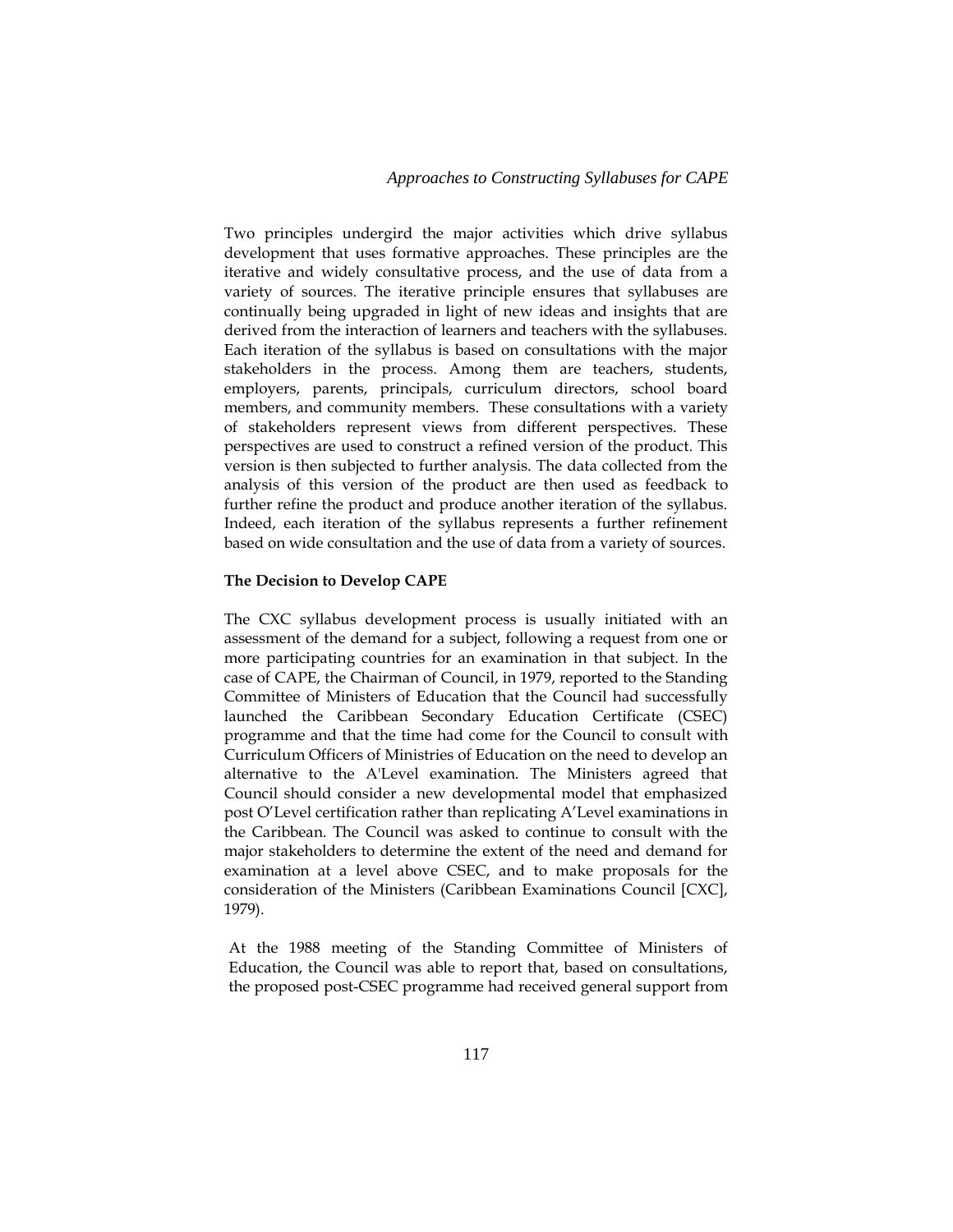Two principles undergird the major activities which drive syllabus development that uses formative approaches. These principles are the iterative and widely consultative process, and the use of data from a variety of sources. The iterative principle ensures that syllabuses are continually being upgraded in light of new ideas and insights that are derived from the interaction of learners and teachers with the syllabuses. Each iteration of the syllabus is based on consultations with the major stakeholders in the process. Among them are teachers, students, employers, parents, principals, curriculum directors, school board members, and community members. These consultations with a variety of stakeholders represent views from different perspectives. These perspectives are used to construct a refined version of the product. This version is then subjected to further analysis. The data collected from the analysis of this version of the product are then used as feedback to further refine the product and produce another iteration of the syllabus. Indeed, each iteration of the syllabus represents a further refinement based on wide consultation and the use of data from a variety of sources.

**The Decision to Develop CAPE**

The CXC syllabus development process is usually initiated with an assessment of the demand for a subject, following a request from one or more participating countries for an examination in that subject. In the case of CAPE, the Chairman of Council, in 1979, reported to the Standing Committee of Ministers of Education that the Council had successfully launched the Caribbean Secondary Education Certificate (CSEC) programme and that the time had come for the Council to consult with Curriculum Officers of Ministries of Education on the need to develop an alternative to the A'Level examination. The Ministers agreed that Council should consider a new developmental model that emphasized post O'Level certification rather than replicating A'Level examinations in the Caribbean. The Council was asked to continue to consult with the major stakeholders to determine the extent of the need and demand for examination at a level above CSEC, and to make proposals for the consideration of the Ministers (Caribbean Examinations Council [CXC], 1979).

At the 1988 meeting of the Standing Committee of Ministers of Education, the Council was able to report that, based on consultations, the proposed post-CSEC programme had received general support from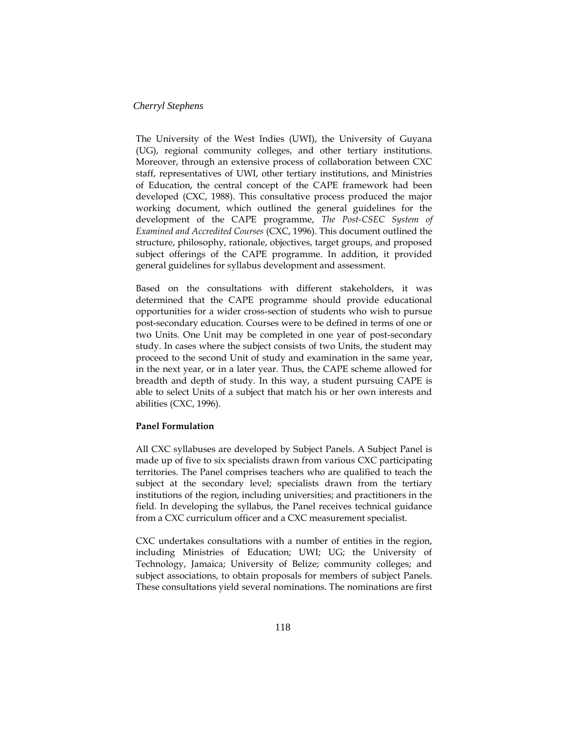The University of the West Indies (UWI), the University of Guyana (UG), regional community colleges, and other tertiary institutions. Moreover, through an extensive process of collaboration between CXC staff, representatives of UWI, other tertiary institutions, and Ministries of Education, the central concept of the CAPE framework had been developed (CXC, 1988). This consultative process produced the major working document, which outlined the general guidelines for the development of the CAPE programme, *The Post-CSEC System of Examined and Accredited Courses* (CXC, 1996). This document outlined the structure, philosophy, rationale, objectives, target groups, and proposed subject offerings of the CAPE programme. In addition, it provided general guidelines for syllabus development and assessment.

Based on the consultations with different stakeholders, it was determined that the CAPE programme should provide educational opportunities for a wider cross-section of students who wish to pursue post-secondary education. Courses were to be defined in terms of one or two Units. One Unit may be completed in one year of post-secondary study. In cases where the subject consists of two Units, the student may proceed to the second Unit of study and examination in the same year, in the next year, or in a later year. Thus, the CAPE scheme allowed for breadth and depth of study. In this way, a student pursuing CAPE is able to select Units of a subject that match his or her own interests and abilities (CXC, 1996).

**Panel Formulation**

All CXC syllabuses are developed by Subject Panels. A Subject Panel is made up of five to six specialists drawn from various CXC participating territories. The Panel comprises teachers who are qualified to teach the subject at the secondary level; specialists drawn from the tertiary institutions of the region, including universities; and practitioners in the field. In developing the syllabus, the Panel receives technical guidance from a CXC curriculum officer and a CXC measurement specialist.

CXC undertakes consultations with a number of entities in the region, including Ministries of Education; UWI; UG; the University of Technology, Jamaica; University of Belize; community colleges; and subject associations, to obtain proposals for members of subject Panels. These consultations yield several nominations. The nominations are first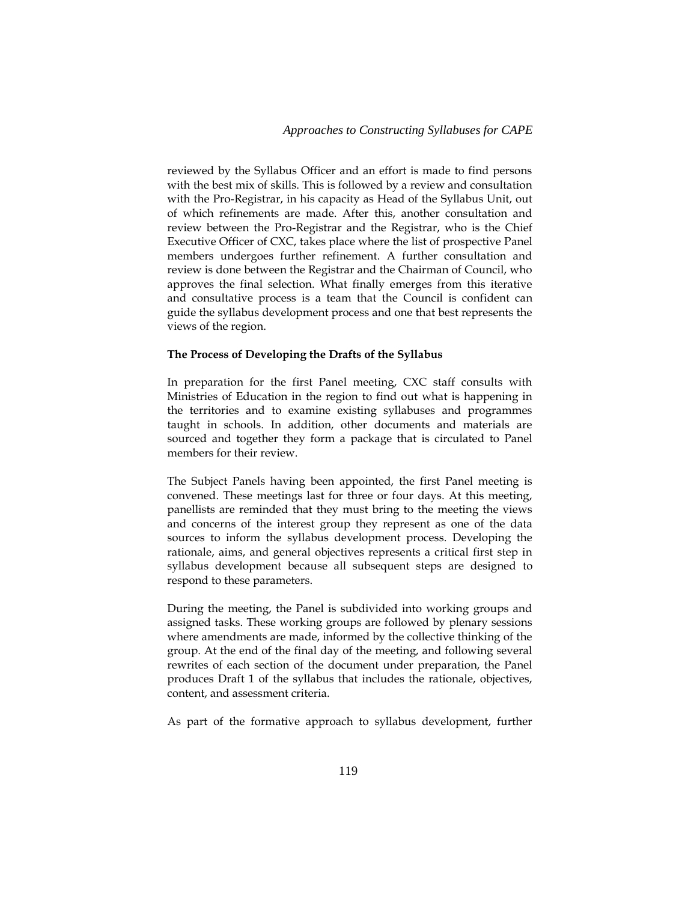reviewed by the Syllabus Officer and an effort is made to find persons with the best mix of skills. This is followed by a review and consultation with the Pro-Registrar, in his capacity as Head of the Syllabus Unit, out of which refinements are made. After this, another consultation and review between the Pro-Registrar and the Registrar, who is the Chief Executive Officer of CXC, takes place where the list of prospective Panel members undergoes further refinement. A further consultation and review is done between the Registrar and the Chairman of Council, who approves the final selection. What finally emerges from this iterative and consultative process is a team that the Council is confident can guide the syllabus development process and one that best represents the views of the region.

**The Process of Developing the Drafts of the Syllabus**

In preparation for the first Panel meeting, CXC staff consults with Ministries of Education in the region to find out what is happening in the territories and to examine existing syllabuses and programmes taught in schools. In addition, other documents and materials are sourced and together they form a package that is circulated to Panel members for their review.

The Subject Panels having been appointed, the first Panel meeting is convened. These meetings last for three or four days. At this meeting, panellists are reminded that they must bring to the meeting the views and concerns of the interest group they represent as one of the data sources to inform the syllabus development process. Developing the rationale, aims, and general objectives represents a critical first step in syllabus development because all subsequent steps are designed to respond to these parameters.

During the meeting, the Panel is subdivided into working groups and assigned tasks. These working groups are followed by plenary sessions where amendments are made, informed by the collective thinking of the group. At the end of the final day of the meeting, and following several rewrites of each section of the document under preparation, the Panel produces Draft 1 of the syllabus that includes the rationale, objectives, content, and assessment criteria.

As part of the formative approach to syllabus development, further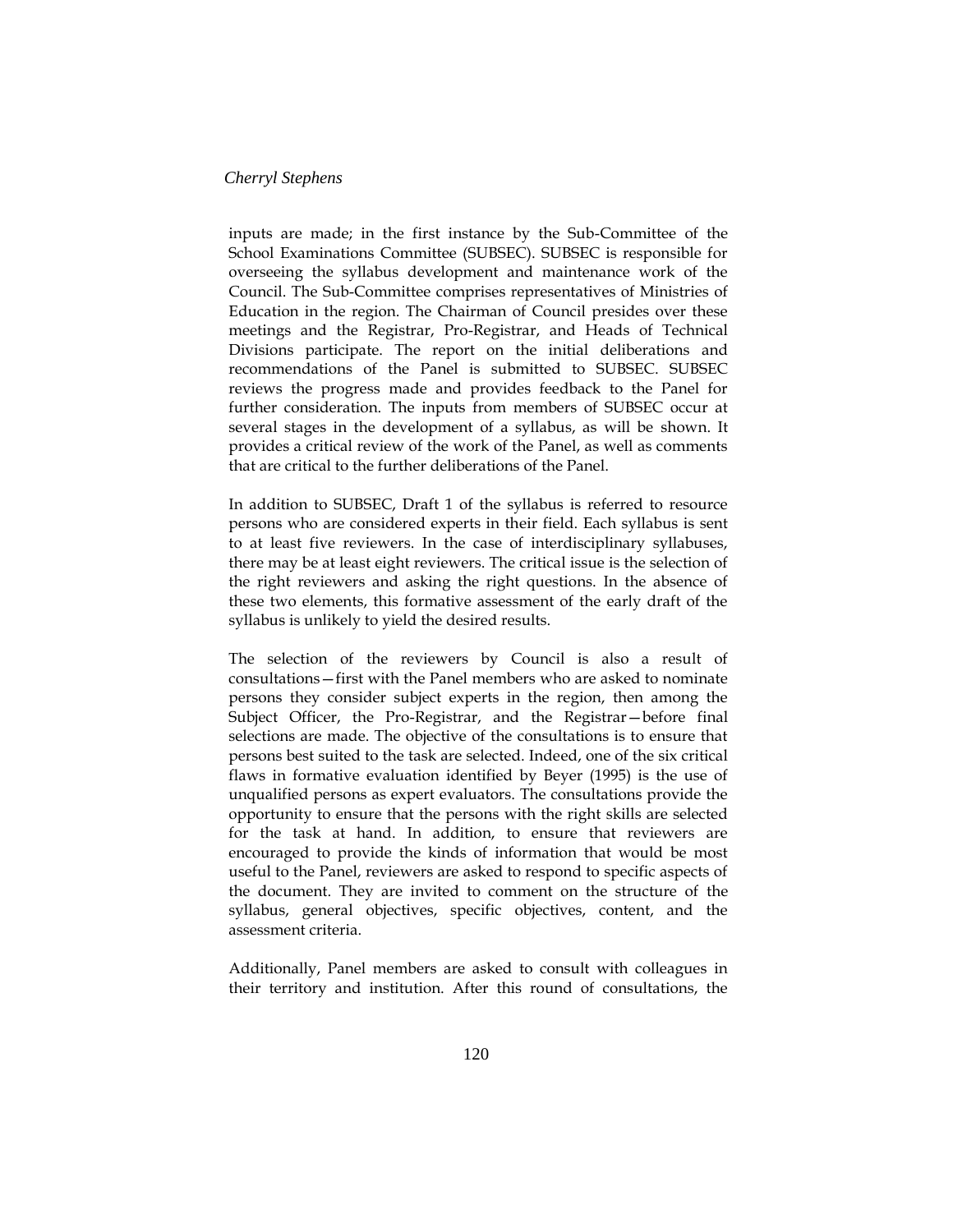inputs are made; in the first instance by the Sub-Committee of the School Examinations Committee (SUBSEC). SUBSEC is responsible for overseeing the syllabus development and maintenance work of the Council. The Sub-Committee comprises representatives of Ministries of Education in the region. The Chairman of Council presides over these meetings and the Registrar, Pro-Registrar, and Heads of Technical Divisions participate. The report on the initial deliberations and recommendations of the Panel is submitted to SUBSEC. SUBSEC reviews the progress made and provides feedback to the Panel for further consideration. The inputs from members of SUBSEC occur at several stages in the development of a syllabus, as will be shown. It provides a critical review of the work of the Panel, as well as comments that are critical to the further deliberations of the Panel.

In addition to SUBSEC, Draft 1 of the syllabus is referred to resource persons who are considered experts in their field. Each syllabus is sent to at least five reviewers. In the case of interdisciplinary syllabuses, there may be at least eight reviewers. The critical issue is the selection of the right reviewers and asking the right questions. In the absence of these two elements, this formative assessment of the early draft of the syllabus is unlikely to yield the desired results.

The selection of the reviewers by Council is also a result of consultations—first with the Panel members who are asked to nominate persons they consider subject experts in the region, then among the Subject Officer, the Pro-Registrar, and the Registrar—before final selections are made. The objective of the consultations is to ensure that persons best suited to the task are selected. Indeed, one of the six critical flaws in formative evaluation identified by Beyer (1995) is the use of unqualified persons as expert evaluators. The consultations provide the opportunity to ensure that the persons with the right skills are selected for the task at hand. In addition, to ensure that reviewers are encouraged to provide the kinds of information that would be most useful to the Panel, reviewers are asked to respond to specific aspects of the document. They are invited to comment on the structure of the syllabus, general objectives, specific objectives, content, and the assessment criteria.

Additionally, Panel members are asked to consult with colleagues in their territory and institution. After this round of consultations, the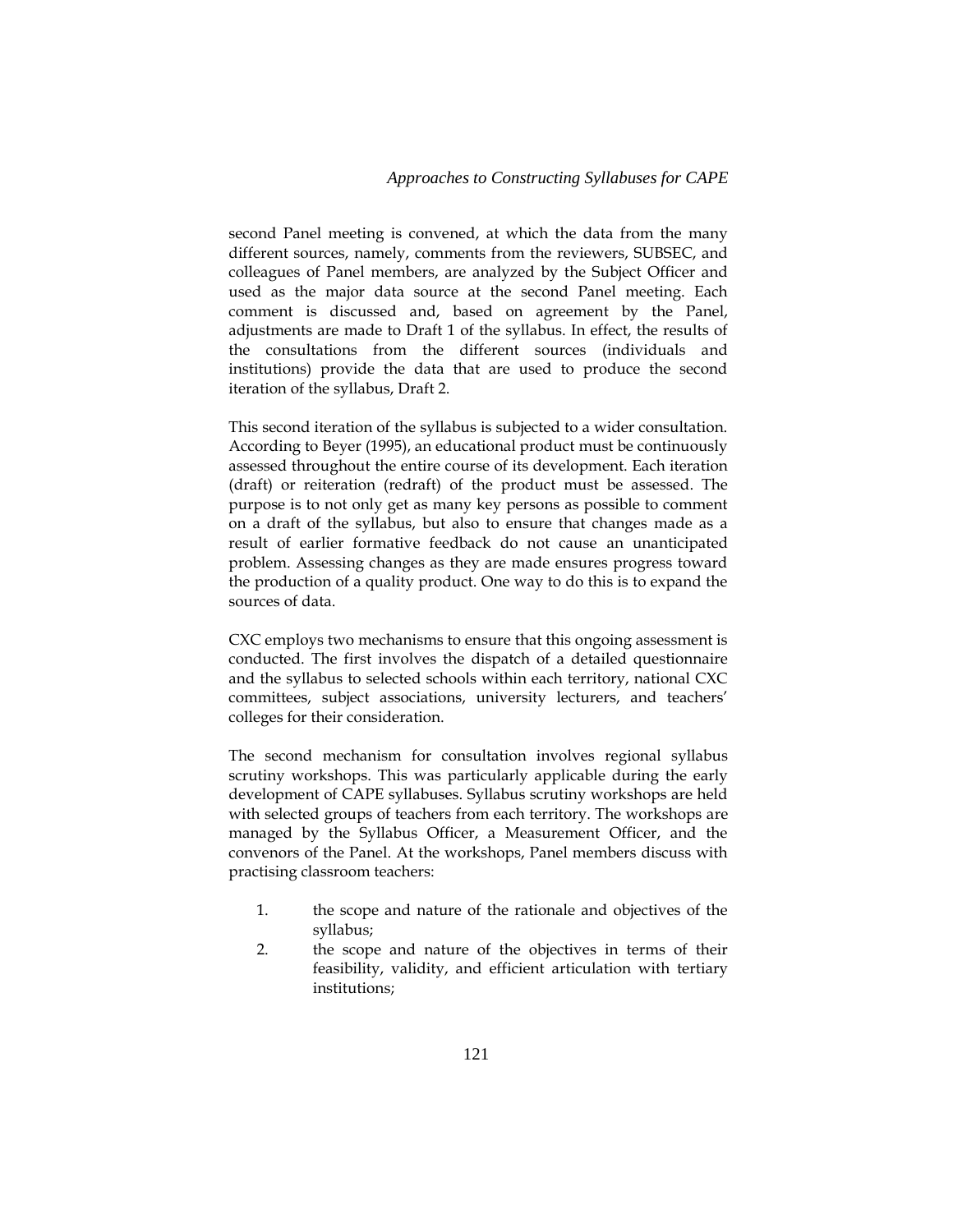second Panel meeting is convened, at which the data from the many different sources, namely, comments from the reviewers, SUBSEC, and colleagues of Panel members, are analyzed by the Subject Officer and used as the major data source at the second Panel meeting. Each comment is discussed and, based on agreement by the Panel, adjustments are made to Draft 1 of the syllabus. In effect, the results of the consultations from the different sources (individuals and institutions) provide the data that are used to produce the second iteration of the syllabus, Draft 2.

This second iteration of the syllabus is subjected to a wider consultation. According to Beyer (1995), an educational product must be continuously assessed throughout the entire course of its development. Each iteration (draft) or reiteration (redraft) of the product must be assessed. The purpose is to not only get as many key persons as possible to comment on a draft of the syllabus, but also to ensure that changes made as a result of earlier formative feedback do not cause an unanticipated problem. Assessing changes as they are made ensures progress toward the production of a quality product. One way to do this is to expand the sources of data.

CXC employs two mechanisms to ensure that this ongoing assessment is conducted. The first involves the dispatch of a detailed questionnaire and the syllabus to selected schools within each territory, national CXC committees, subject associations, university lecturers, and teachers' colleges for their consideration.

The second mechanism for consultation involves regional syllabus scrutiny workshops. This was particularly applicable during the early development of CAPE syllabuses. Syllabus scrutiny workshops are held with selected groups of teachers from each territory. The workshops are managed by the Syllabus Officer, a Measurement Officer, and the convenors of the Panel. At the workshops, Panel members discuss with practising classroom teachers:

1. the scope and nature of the rationale and objectives of the syllabus;
2. the scope and nature of the objectives in terms of their feasibility, validity, and efficient articulation with tertiary institutions;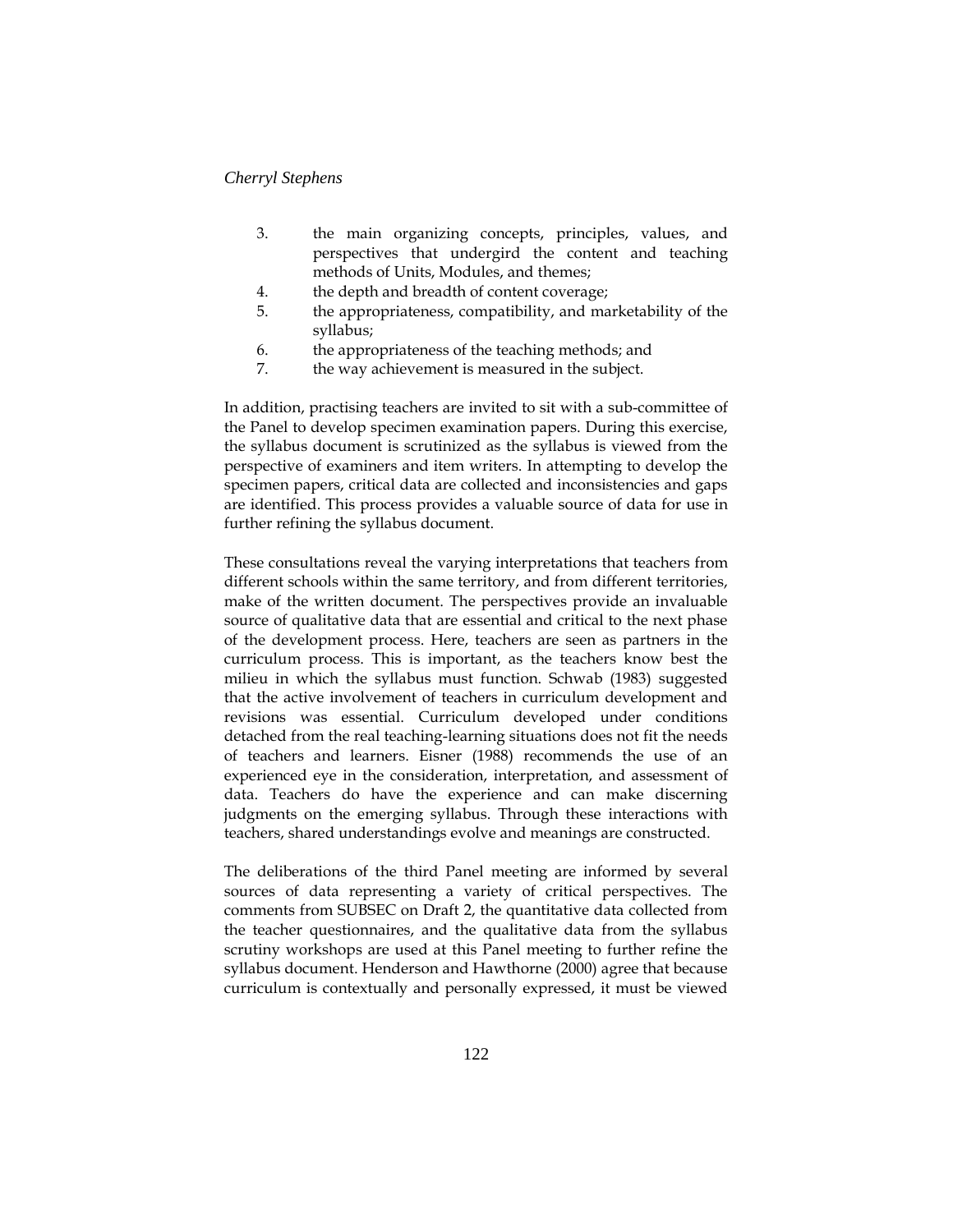3. the main organizing concepts, principles, values, and perspectives that undergird the content and teaching methods of Units, Modules, and themes;
4. the depth and breadth of content coverage;
5. the appropriateness, compatibility, and marketability of the syllabus;
6. the appropriateness of the teaching methods; and
7. the way achievement is measured in the subject.

In addition, practising teachers are invited to sit with a sub-committee of the Panel to develop specimen examination papers. During this exercise, the syllabus document is scrutinized as the syllabus is viewed from the perspective of examiners and item writers. In attempting to develop the specimen papers, critical data are collected and inconsistencies and gaps are identified. This process provides a valuable source of data for use in further refining the syllabus document.

These consultations reveal the varying interpretations that teachers from different schools within the same territory, and from different territories, make of the written document. The perspectives provide an invaluable source of qualitative data that are essential and critical to the next phase of the development process. Here, teachers are seen as partners in the curriculum process. This is important, as the teachers know best the milieu in which the syllabus must function. Schwab (1983) suggested that the active involvement of teachers in curriculum development and revisions was essential. Curriculum developed under conditions detached from the real teaching-learning situations does not fit the needs of teachers and learners. Eisner (1988) recommends the use of an experienced eye in the consideration, interpretation, and assessment of data. Teachers do have the experience and can make discerning judgments on the emerging syllabus. Through these interactions with teachers, shared understandings evolve and meanings are constructed.

The deliberations of the third Panel meeting are informed by several sources of data representing a variety of critical perspectives. The comments from SUBSEC on Draft 2, the quantitative data collected from the teacher questionnaires, and the qualitative data from the syllabus scrutiny workshops are used at this Panel meeting to further refine the syllabus document. Henderson and Hawthorne (2000) agree that because curriculum is contextually and personally expressed, it must be viewed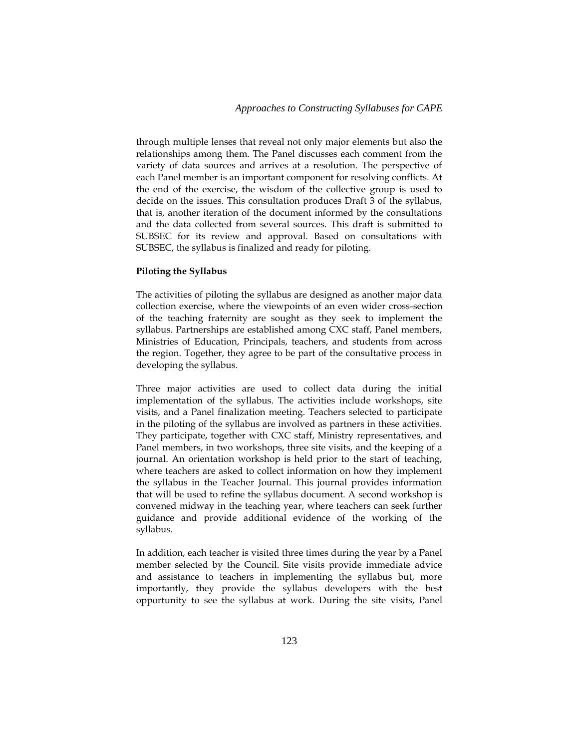through multiple lenses that reveal not only major elements but also the relationships among them. The Panel discusses each comment from the variety of data sources and arrives at a resolution. The perspective of each Panel member is an important component for resolving conflicts. At the end of the exercise, the wisdom of the collective group is used to decide on the issues. This consultation produces Draft 3 of the syllabus, that is, another iteration of the document informed by the consultations and the data collected from several sources. This draft is submitted to SUBSEC for its review and approval. Based on consultations with SUBSEC, the syllabus is finalized and ready for piloting.

**Piloting the Syllabus**

The activities of piloting the syllabus are designed as another major data collection exercise, where the viewpoints of an even wider cross-section of the teaching fraternity are sought as they seek to implement the syllabus. Partnerships are established among CXC staff, Panel members, Ministries of Education, Principals, teachers, and students from across the region. Together, they agree to be part of the consultative process in developing the syllabus.

Three major activities are used to collect data during the initial implementation of the syllabus. The activities include workshops, site visits, and a Panel finalization meeting. Teachers selected to participate in the piloting of the syllabus are involved as partners in these activities. They participate, together with CXC staff, Ministry representatives, and Panel members, in two workshops, three site visits, and the keeping of a journal. An orientation workshop is held prior to the start of teaching, where teachers are asked to collect information on how they implement the syllabus in the Teacher Journal. This journal provides information that will be used to refine the syllabus document. A second workshop is convened midway in the teaching year, where teachers can seek further guidance and provide additional evidence of the working of the syllabus.

In addition, each teacher is visited three times during the year by a Panel member selected by the Council. Site visits provide immediate advice and assistance to teachers in implementing the syllabus but, more importantly, they provide the syllabus developers with the best opportunity to see the syllabus at work. During the site visits, Panel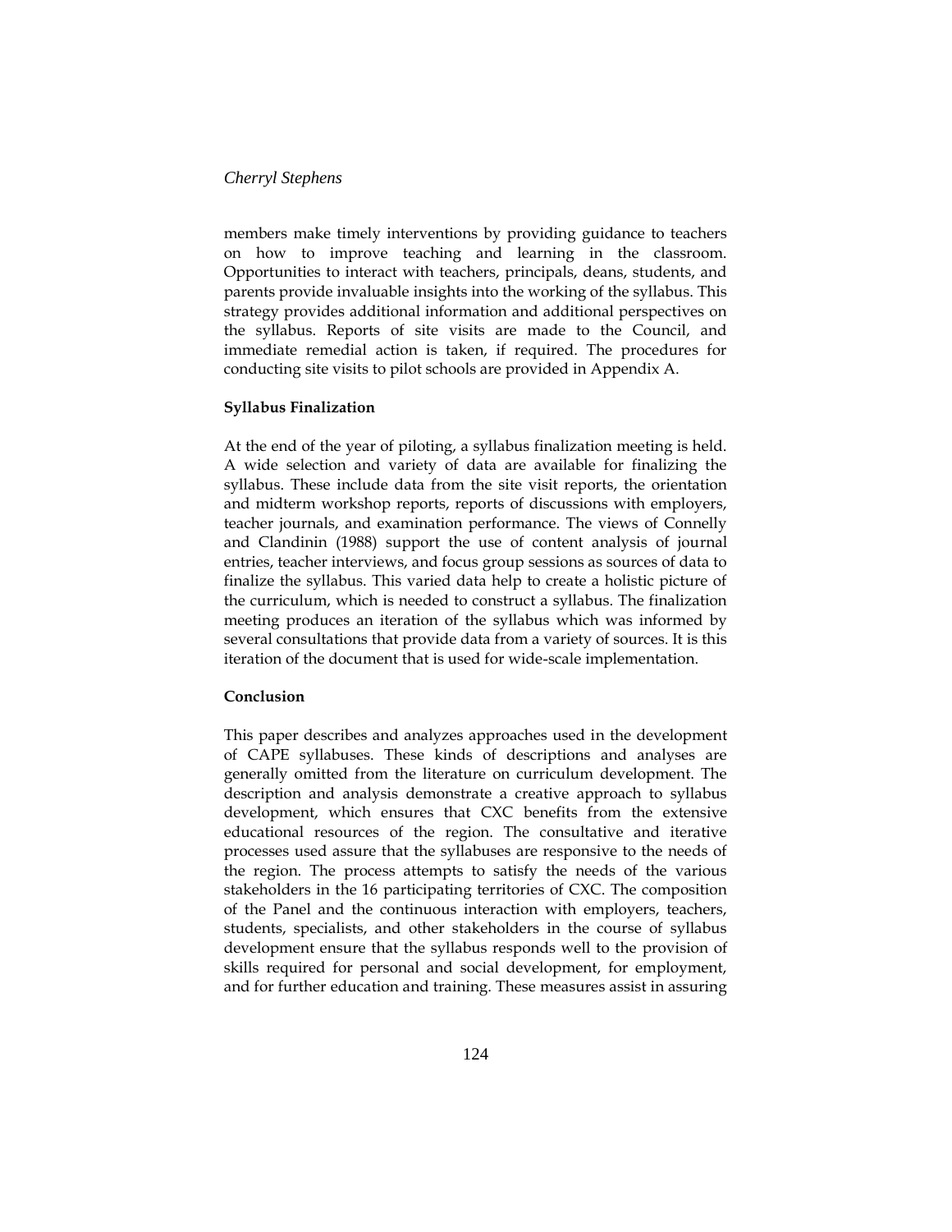members make timely interventions by providing guidance to teachers on how to improve teaching and learning in the classroom. Opportunities to interact with teachers, principals, deans, students, and parents provide invaluable insights into the working of the syllabus. This strategy provides additional information and additional perspectives on the syllabus. Reports of site visits are made to the Council, and immediate remedial action is taken, if required. The procedures for conducting site visits to pilot schools are provided in Appendix A.

**Syllabus Finalization**

At the end of the year of piloting, a syllabus finalization meeting is held. A wide selection and variety of data are available for finalizing the syllabus. These include data from the site visit reports, the orientation and midterm workshop reports, reports of discussions with employers, teacher journals, and examination performance. The views of Connelly and Clandinin (1988) support the use of content analysis of journal entries, teacher interviews, and focus group sessions as sources of data to finalize the syllabus. This varied data help to create a holistic picture of the curriculum, which is needed to construct a syllabus. The finalization meeting produces an iteration of the syllabus which was informed by several consultations that provide data from a variety of sources. It is this iteration of the document that is used for wide-scale implementation.

**Conclusion**

This paper describes and analyzes approaches used in the development of CAPE syllabuses. These kinds of descriptions and analyses are generally omitted from the literature on curriculum development. The description and analysis demonstrate a creative approach to syllabus development, which ensures that CXC benefits from the extensive educational resources of the region. The consultative and iterative processes used assure that the syllabuses are responsive to the needs of the region. The process attempts to satisfy the needs of the various stakeholders in the 16 participating territories of CXC. The composition of the Panel and the continuous interaction with employers, teachers, students, specialists, and other stakeholders in the course of syllabus development ensure that the syllabus responds well to the provision of skills required for personal and social development, for employment, and for further education and training. These measures assist in assuring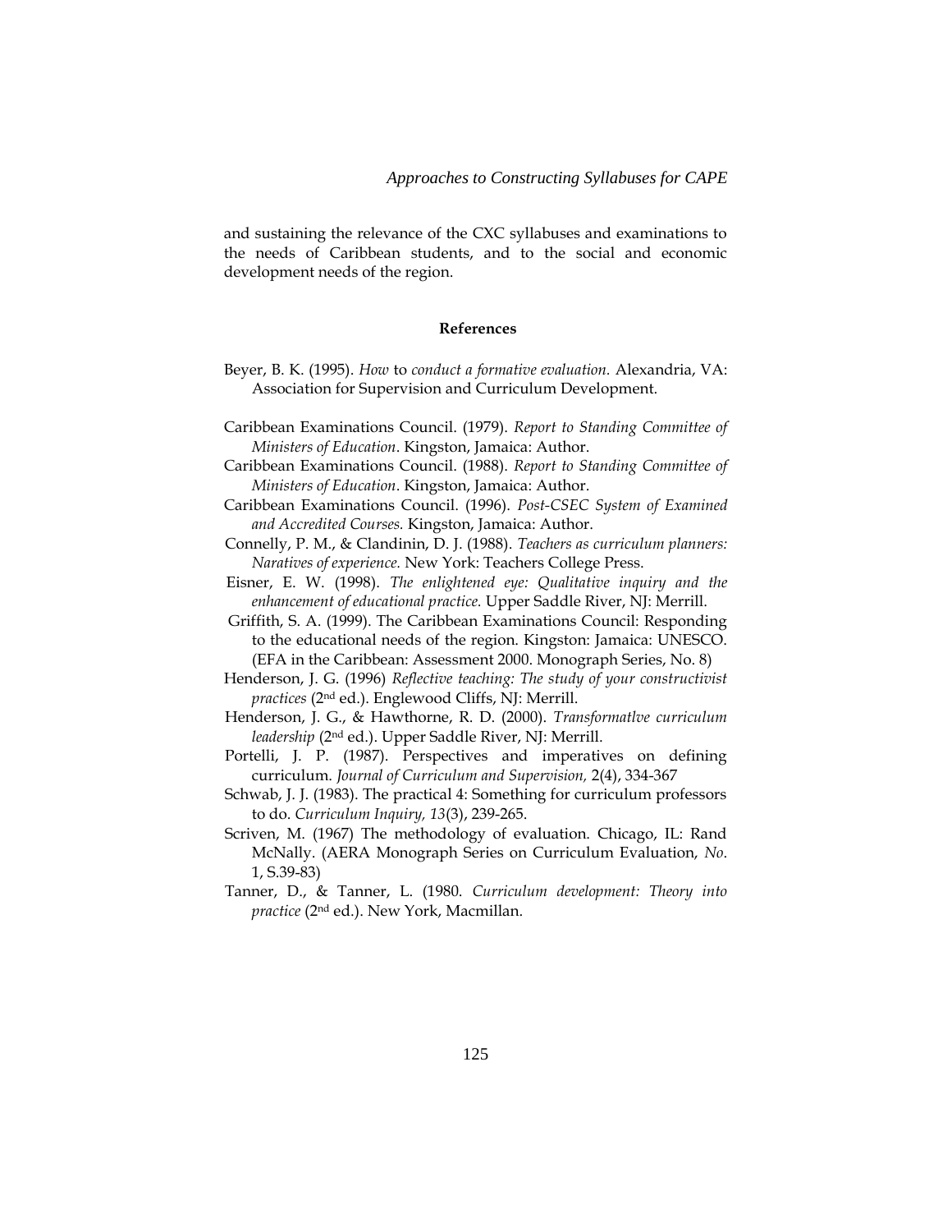and sustaining the relevance of the CXC syllabuses and examinations to the needs of Caribbean students, and to the social and economic development needs of the region.

**References**

Beyer, B. K. (1995). *How* to *conduct a formative evaluation.* Alexandria, VA: Association for Supervision and Curriculum Development.

Caribbean Examinations Council. (1979). *Report to Standing Committee of Ministers of Education*. Kingston, Jamaica: Author.

Caribbean Examinations Council. (1988). *Report to Standing Committee of Ministers of Education*. Kingston, Jamaica: Author.

Caribbean Examinations Council. (1996). *Post-CSEC System of Examined and Accredited Courses.* Kingston, Jamaica: Author.

Connelly, P. M., & Clandinin, D. J. (1988). *Teachers as curriculum planners: Naratives of experience.* New York: Teachers College Press.

Eisner, E. W. (1998). *The enlightened eye: Qualitative inquiry and the enhancement of educational practice.* Upper Saddle River, NJ: Merrill.

Griffith, S. A. (1999). The Caribbean Examinations Council: Responding to the educational needs of the region. Kingston: Jamaica: UNESCO. (EFA in the Caribbean: Assessment 2000. Monograph Series, No. 8)

Henderson, J. G. (1996) *Reflective teaching: The study of your constructivist practices* (2nd ed.). Englewood Cliffs, NJ: Merrill.

Henderson, J. G., & Hawthorne, R. D. (2000). *Transformatlve curriculum leadership* (2nd ed.). Upper Saddle River, NJ: Merrill.

Portelli, J. P. (1987). Perspectives and imperatives on defining curriculum. *Journal of Curriculum and Supervision,* 2(4), 334-367

Schwab, J. J. (1983). The practical 4: Something for curriculum professors to do. *Curriculum Inquiry, 13*(3), 239-265.

Scriven, M. (1967) The methodology of evaluation. Chicago, IL: Rand McNally. (AERA Monograph Series on Curriculum Evaluation, *No*. 1, S.39-83)

Tanner, D., & Tanner, L. (1980. *Curriculum development: Theory into practice* (2nd ed.). New York, Macmillan.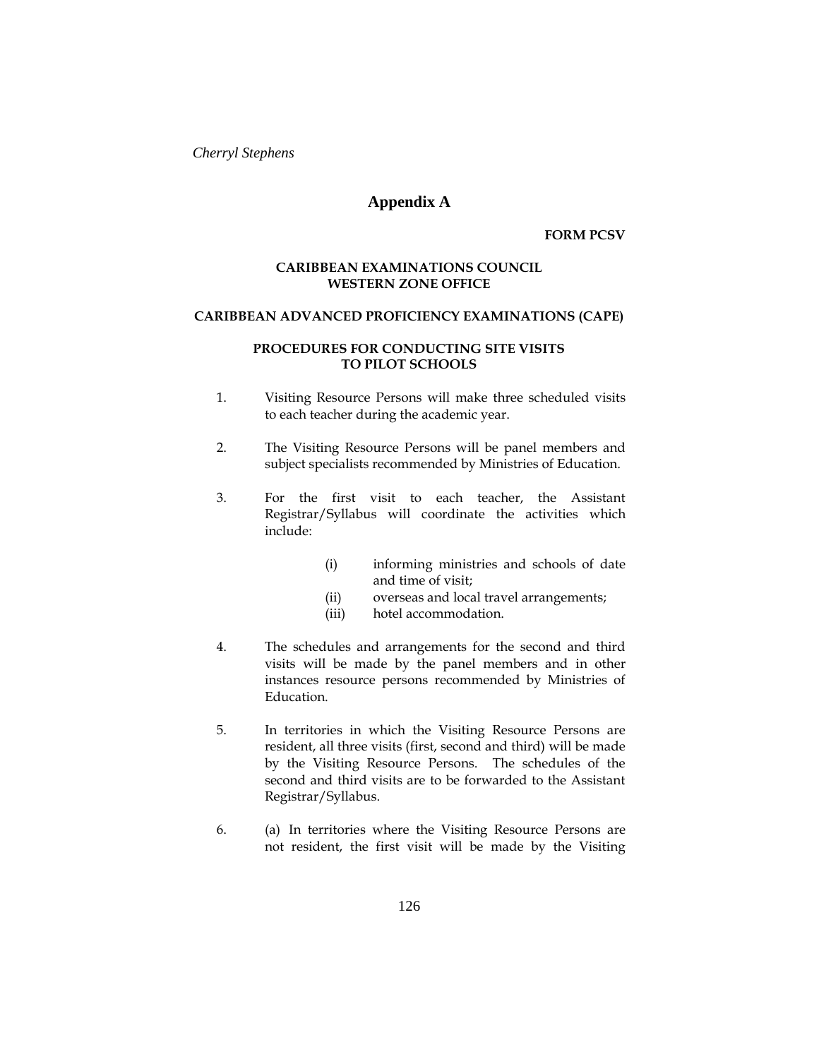# Appendix A

**FORM PCSV**

**CARIBBEAN EXAMINATIONS COUNCIL**
**WESTERN ZONE OFFICE**

**CARIBBEAN ADVANCED PROFICIENCY EXAMINATIONS (CAPE)**

**PROCEDURES FOR CONDUCTING SITE VISITS TO PILOT SCHOOLS**

1. Visiting Resource Persons will make three scheduled visits to each teacher during the academic year.

2. The Visiting Resource Persons will be panel members and subject specialists recommended by Ministries of Education.

3. For the first visit to each teacher, the Assistant Registrar/Syllabus will coordinate the activities which include:

   (i) informing ministries and schools of date and time of visit;
   (ii) overseas and local travel arrangements;
   (iii) hotel accommodation.

4. The schedules and arrangements for the second and third visits will be made by the panel members and in other instances resource persons recommended by Ministries of Education.

5. In territories in which the Visiting Resource Persons are resident, all three visits (first, second and third) will be made by the Visiting Resource Persons. The schedules of the second and third visits are to be forwarded to the Assistant Registrar/Syllabus.

6. (a) In territories where the Visiting Resource Persons are not resident, the first visit will be made by the Visiting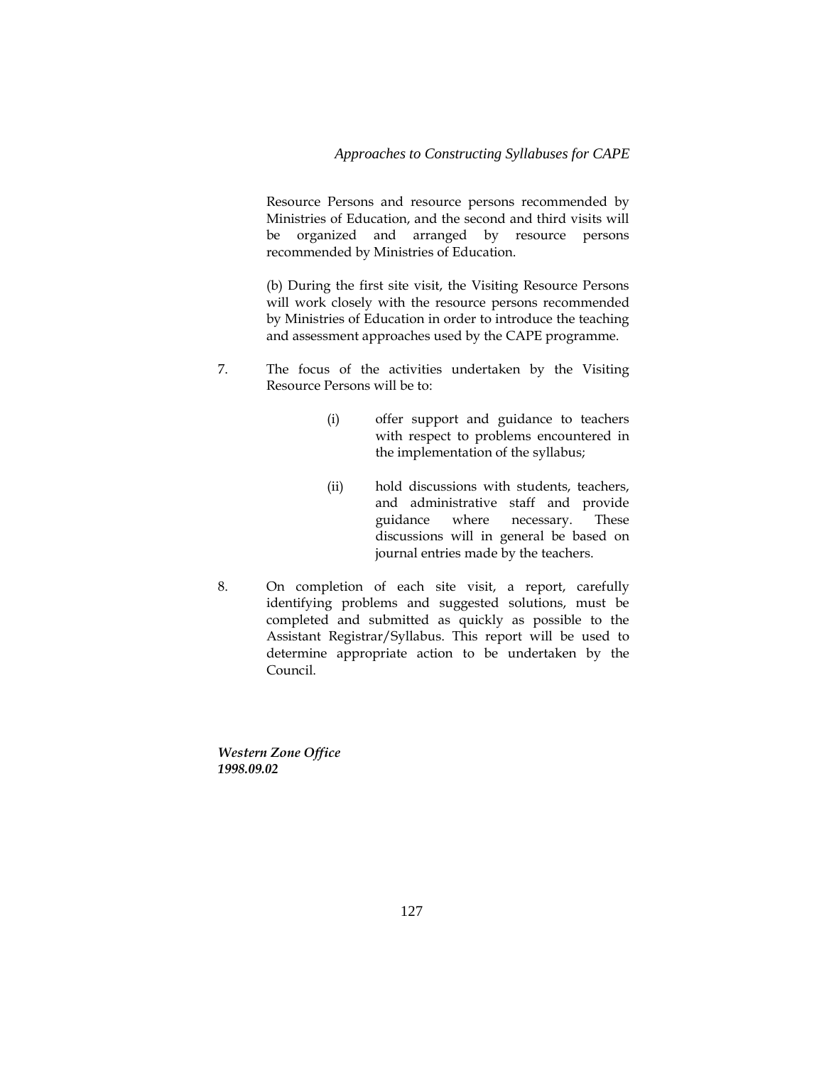Resource Persons and resource persons recommended by Ministries of Education, and the second and third visits will be organized and arranged by resource persons recommended by Ministries of Education.

(b) During the first site visit, the Visiting Resource Persons will work closely with the resource persons recommended by Ministries of Education in order to introduce the teaching and assessment approaches used by the CAPE programme.

7. The focus of the activities undertaken by the Visiting Resource Persons will be to:

   (i) offer support and guidance to teachers with respect to problems encountered in the implementation of the syllabus;

   (ii) hold discussions with students, teachers, and administrative staff and provide guidance where necessary. These discussions will in general be based on journal entries made by the teachers.

8. On completion of each site visit, a report, carefully identifying problems and suggested solutions, must be completed and submitted as quickly as possible to the Assistant Registrar/Syllabus. This report will be used to determine appropriate action to be undertaken by the Council.

***Western Zone Office***
***1998.09.02***